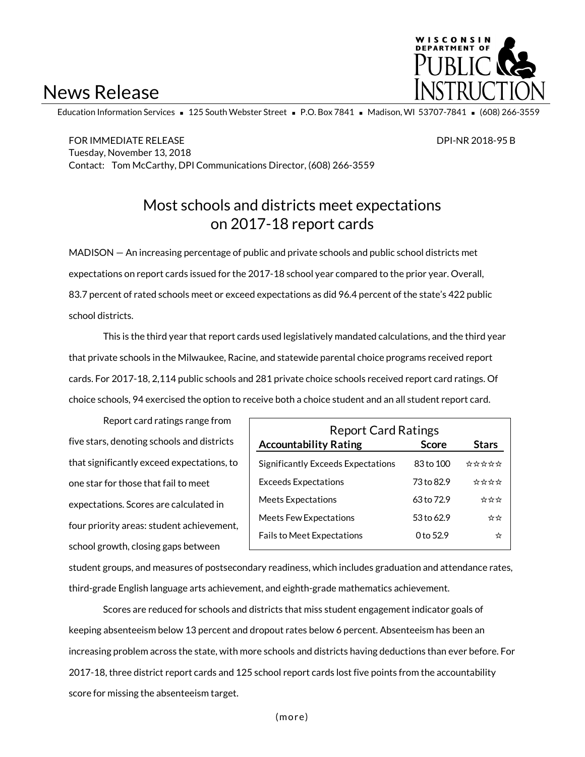# News Release

WISCONSIN DEPARTMENT OF PUBLIC INSTRUCTION

Education Information Services ▪ 125 South Webster Street ▪ P.O. Box 7841 ▪ Madison, WI 53707-7841 ▪ (608) 266-3559

FOR IMMEDIATE RELEASE DPI-NR 2018-95 B
Tuesday, November 13, 2018
Contact: Tom McCarthy, DPI Communications Director, (608) 266-3559

## Most schools and districts meet expectations on 2017-18 report cards

MADISON — An increasing percentage of public and private schools and public school districts met expectations on report cards issued for the 2017-18 school year compared to the prior year. Overall, 83.7 percent of rated schools meet or exceed expectations as did 96.4 percent of the state's 422 public school districts.

This is the third year that report cards used legislatively mandated calculations, and the third year that private schools in the Milwaukee, Racine, and statewide parental choice programs received report cards. For 2017-18, 2,114 public schools and 281 private choice schools received report card ratings. Of choice schools, 94 exercised the option to receive both a choice student and an all student report card.

Report card ratings range from five stars, denoting schools and districts that significantly exceed expectations, to one star for those that fail to meet expectations. Scores are calculated in four priority areas: student achievement, school growth, closing gaps between student groups, and measures of postsecondary readiness, which includes graduation and attendance rates, third-grade English language arts achievement, and eighth-grade mathematics achievement.

Report Card Ratings

| Accountability Rating | Score | Stars |
|---|---|---|
| Significantly Exceeds Expectations | 83 to 100 | ☆☆☆☆☆ |
| Exceeds Expectations | 73 to 82.9 | ☆☆☆☆ |
| Meets Expectations | 63 to 72.9 | ☆☆☆ |
| Meets Few Expectations | 53 to 62.9 | ☆☆ |
| Fails to Meet Expectations | 0 to 52.9 | ☆ |

Scores are reduced for schools and districts that miss student engagement indicator goals of keeping absenteeism below 13 percent and dropout rates below 6 percent. Absenteeism has been an increasing problem across the state, with more schools and districts having deductions than ever before. For 2017-18, three district report cards and 125 school report cards lost five points from the accountability score for missing the absenteeism target.

(more)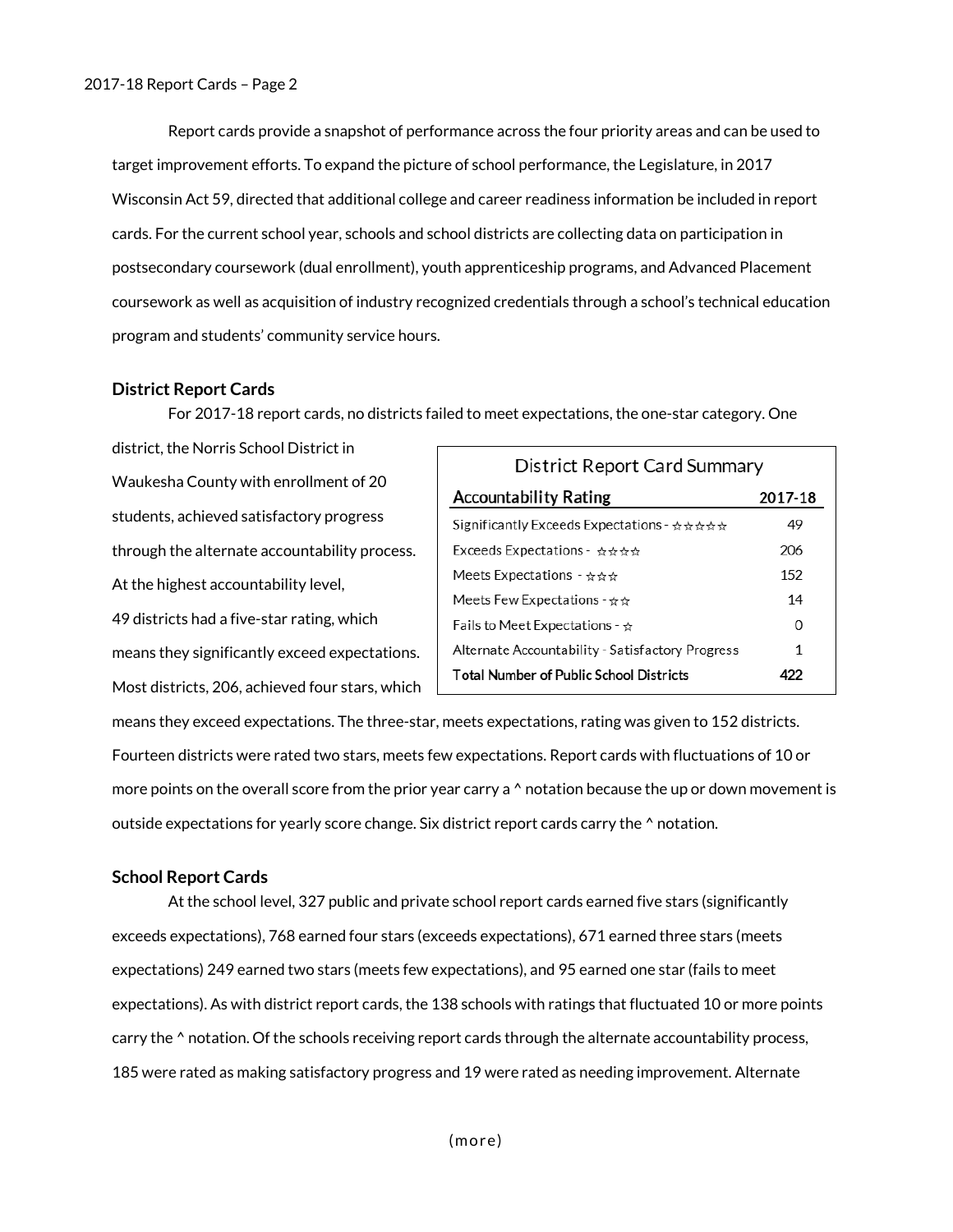Report cards provide a snapshot of performance across the four priority areas and can be used to target improvement efforts. To expand the picture of school performance, the Legislature, in 2017 Wisconsin Act 59, directed that additional college and career readiness information be included in report cards. For the current school year, schools and school districts are collecting data on participation in postsecondary coursework (dual enrollment), youth apprenticeship programs, and Advanced Placement coursework as well as acquisition of industry recognized credentials through a school's technical education program and students' community service hours.

### District Report Cards

For 2017-18 report cards, no districts failed to meet expectations, the one-star category. One district, the Norris School District in Waukesha County with enrollment of 20 students, achieved satisfactory progress through the alternate accountability process. At the highest accountability level, 49 districts had a five-star rating, which means they significantly exceed expectations. Most districts, 206, achieved four stars, which means they exceed expectations. The three-star, meets expectations, rating was given to 152 districts. Fourteen districts were rated two stars, meets few expectations. Report cards with fluctuations of 10 or more points on the overall score from the prior year carry a ^ notation because the up or down movement is outside expectations for yearly score change. Six district report cards carry the ^ notation.

**District Report Card Summary**

| Accountability Rating | 2017-18 |
|---|---|
| Significantly Exceeds Expectations - ☆☆☆☆☆ | 49 |
| Exceeds Expectations - ☆☆☆☆ | 206 |
| Meets Expectations - ☆☆☆ | 152 |
| Meets Few Expectations - ☆☆ | 14 |
| Fails to Meet Expectations - ☆ | 0 |
| Alternate Accountability - Satisfactory Progress | 1 |
| **Total Number of Public School Districts** | **422** |

### School Report Cards

At the school level, 327 public and private school report cards earned five stars (significantly exceeds expectations), 768 earned four stars (exceeds expectations), 671 earned three stars (meets expectations) 249 earned two stars (meets few expectations), and 95 earned one star (fails to meet expectations). As with district report cards, the 138 schools with ratings that fluctuated 10 or more points carry the ^ notation. Of the schools receiving report cards through the alternate accountability process, 185 were rated as making satisfactory progress and 19 were rated as needing improvement. Alternate

(more)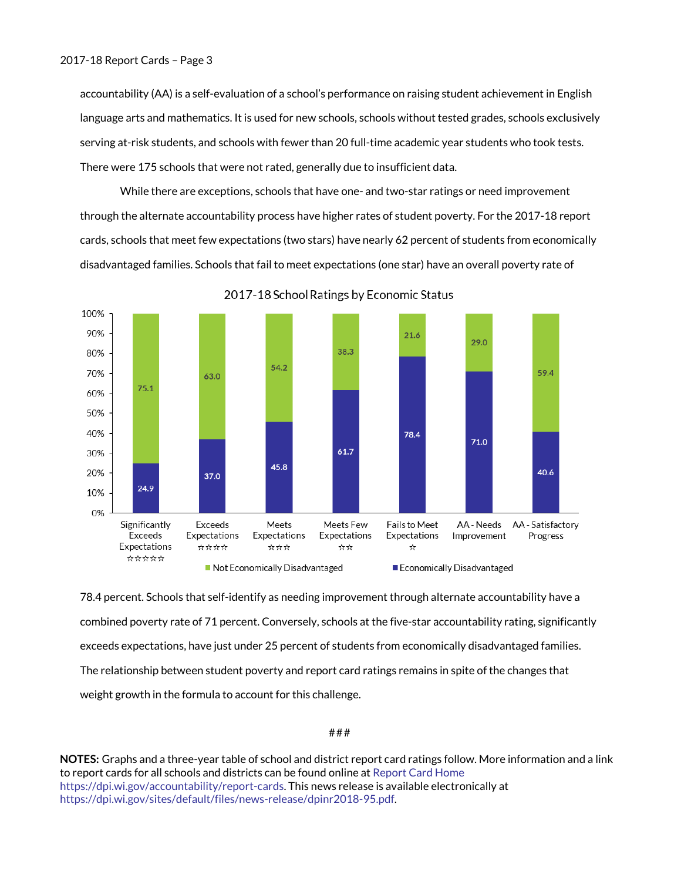accountability (AA) is a self-evaluation of a school's performance on raising student achievement in English language arts and mathematics. It is used for new schools, schools without tested grades, schools exclusively serving at-risk students, and schools with fewer than 20 full-time academic year students who took tests. There were 175 schools that were not rated, generally due to insufficient data.

While there are exceptions, schools that have one- and two-star ratings or need improvement through the alternate accountability process have higher rates of student poverty. For the 2017-18 report cards, schools that meet few expectations (two stars) have nearly 62 percent of students from economically disadvantaged families. Schools that fail to meet expectations (one star) have an overall poverty rate of

**2017-18 School Ratings by Economic Status**

| Rating | Not Economically Disadvantaged | Economically Disadvantaged |
|---|---|---|
| Significantly Exceeds Expectations ☆☆☆☆☆ | 75.1 | 24.9 |
| Exceeds Expectations ☆☆☆☆ | 63.0 | 37.0 |
| Meets Expectations ☆☆☆ | 54.2 | 45.8 |
| Meets Few Expectations ☆☆ | 38.3 | 61.7 |
| Fails to Meet Expectations ☆ | 21.6 | 78.4 |
| AA - Needs Improvement | 29.0 | 71.0 |
| AA - Satisfactory Progress | 59.4 | 40.6 |

78.4 percent. Schools that self-identify as needing improvement through alternate accountability have a combined poverty rate of 71 percent. Conversely, schools at the five-star accountability rating, significantly exceeds expectations, have just under 25 percent of students from economically disadvantaged families. The relationship between student poverty and report card ratings remains in spite of the changes that weight growth in the formula to account for this challenge.

###

**NOTES:** Graphs and a three-year table of school and district report card ratings follow. More information and a link to report cards for all schools and districts can be found online at Report Card Home https://dpi.wi.gov/accountability/report-cards. This news release is available electronically at https://dpi.wi.gov/sites/default/files/news-release/dpinr2018-95.pdf.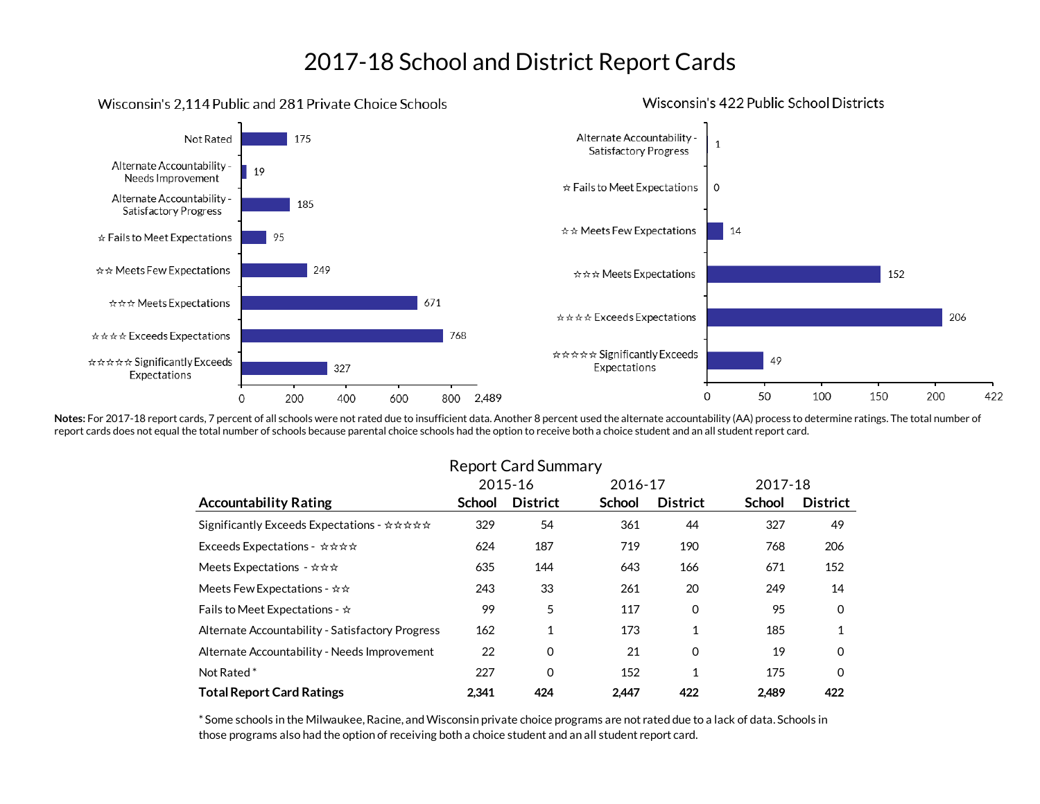# 2017-18 School and District Report Cards

Wisconsin's 2,114 Public and 281 Private Choice Schools

Not Rated 175
Alternate Accountability - Needs Improvement 19
Alternate Accountability - Satisfactory Progress 185
☆ Fails to Meet Expectations 95
☆☆ Meets Few Expectations 249
☆☆☆ Meets Expectations 671
☆☆☆☆ Exceeds Expectations 768
☆☆☆☆☆ Significantly Exceeds Expectations 327

0 200 400 600 800 2,489

Wisconsin's 422 Public School Districts

Alternate Accountability - Satisfactory Progress 1
☆ Fails to Meet Expectations 0
☆☆ Meets Few Expectations 14
☆☆☆ Meets Expectations 152
☆☆☆☆ Exceeds Expectations 206
☆☆☆☆☆ Significantly Exceeds Expectations 49

0 50 100 150 200 422

**Notes:** For 2017-18 report cards, 7 percent of all schools were not rated due to insufficient data. Another 8 percent used the alternate accountability (AA) process to determine ratings. The total number of report cards does not equal the total number of schools because parental choice schools had the option to receive both a choice student and an all student report card.

## Report Card Summary

| | 2015-16 | | 2016-17 | | 2017-18 | |
|---|---|---|---|---|---|---|
| **Accountability Rating** | **School** | **District** | **School** | **District** | **School** | **District** |
| Significantly Exceeds Expectations - ☆☆☆☆☆ | 329 | 54 | 361 | 44 | 327 | 49 |
| Exceeds Expectations - ☆☆☆☆ | 624 | 187 | 719 | 190 | 768 | 206 |
| Meets Expectations - ☆☆☆ | 635 | 144 | 643 | 166 | 671 | 152 |
| Meets Few Expectations - ☆☆ | 243 | 33 | 261 | 20 | 249 | 14 |
| Fails to Meet Expectations - ☆ | 99 | 5 | 117 | 0 | 95 | 0 |
| Alternate Accountability - Satisfactory Progress | 162 | 1 | 173 | 1 | 185 | 1 |
| Alternate Accountability - Needs Improvement | 22 | 0 | 21 | 0 | 19 | 0 |
| Not Rated * | 227 | 0 | 152 | 1 | 175 | 0 |
| **Total Report Card Ratings** | **2,341** | **424** | **2,447** | **422** | **2,489** | **422** |

* Some schools in the Milwaukee, Racine, and Wisconsin private choice programs are not rated due to a lack of data. Schools in those programs also had the option of receiving both a choice student and an all student report card.